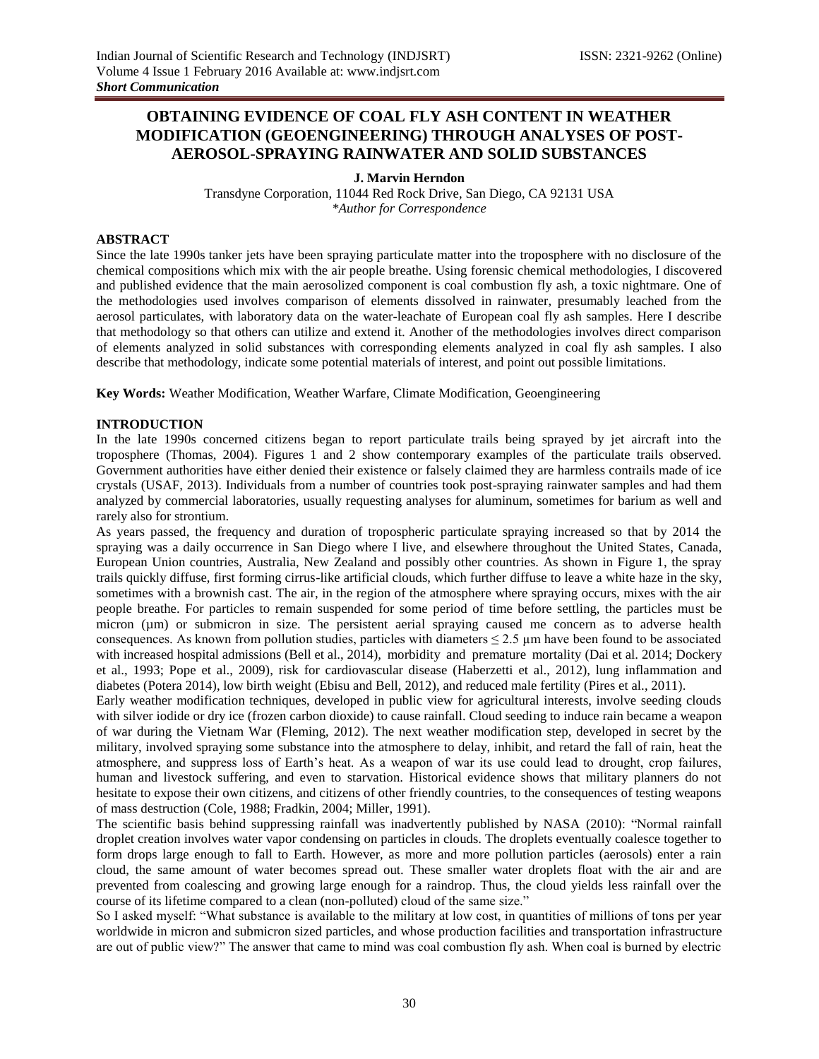*Short Communication*

# OBTAINING EVIDENCE OF COAL FLY ASH CONTENT IN WEATHER MODIFICATION (GEOENGINEERING) THROUGH ANALYSES OF POST-AEROSOL-SPRAYING RAINWATER AND SOLID SUBSTANCES

**J. Marvin Herndon**

Transdyne Corporation, 11044 Red Rock Drive, San Diego, CA 92131 USA
*\*Author for Correspondence*

## ABSTRACT

Since the late 1990s tanker jets have been spraying particulate matter into the troposphere with no disclosure of the chemical compositions which mix with the air people breathe. Using forensic chemical methodologies, I discovered and published evidence that the main aerosolized component is coal combustion fly ash, a toxic nightmare. One of the methodologies used involves comparison of elements dissolved in rainwater, presumably leached from the aerosol particulates, with laboratory data on the water-leachate of European coal fly ash samples. Here I describe that methodology so that others can utilize and extend it. Another of the methodologies involves direct comparison of elements analyzed in solid substances with corresponding elements analyzed in coal fly ash samples. I also describe that methodology, indicate some potential materials of interest, and point out possible limitations.

**Key Words:** Weather Modification, Weather Warfare, Climate Modification, Geoengineering

## INTRODUCTION

In the late 1990s concerned citizens began to report particulate trails being sprayed by jet aircraft into the troposphere (Thomas, 2004). Figures 1 and 2 show contemporary examples of the particulate trails observed. Government authorities have either denied their existence or falsely claimed they are harmless contrails made of ice crystals (USAF, 2013). Individuals from a number of countries took post-spraying rainwater samples and had them analyzed by commercial laboratories, usually requesting analyses for aluminum, sometimes for barium as well and rarely also for strontium.

As years passed, the frequency and duration of tropospheric particulate spraying increased so that by 2014 the spraying was a daily occurrence in San Diego where I live, and elsewhere throughout the United States, Canada, European Union countries, Australia, New Zealand and possibly other countries. As shown in Figure 1, the spray trails quickly diffuse, first forming cirrus-like artificial clouds, which further diffuse to leave a white haze in the sky, sometimes with a brownish cast. The air, in the region of the atmosphere where spraying occurs, mixes with the air people breathe. For particles to remain suspended for some period of time before settling, the particles must be micron (μm) or submicron in size. The persistent aerial spraying caused me concern as to adverse health consequences. As known from pollution studies, particles with diameters ≤ 2.5 μm have been found to be associated with increased hospital admissions (Bell et al., 2014), morbidity and premature mortality (Dai et al. 2014; Dockery et al., 1993; Pope et al., 2009), risk for cardiovascular disease (Haberzetti et al., 2012), lung inflammation and diabetes (Potera 2014), low birth weight (Ebisu and Bell, 2012), and reduced male fertility (Pires et al., 2011).

Early weather modification techniques, developed in public view for agricultural interests, involve seeding clouds with silver iodide or dry ice (frozen carbon dioxide) to cause rainfall. Cloud seeding to induce rain became a weapon of war during the Vietnam War (Fleming, 2012). The next weather modification step, developed in secret by the military, involved spraying some substance into the atmosphere to delay, inhibit, and retard the fall of rain, heat the atmosphere, and suppress loss of Earth's heat. As a weapon of war its use could lead to drought, crop failures, human and livestock suffering, and even to starvation. Historical evidence shows that military planners do not hesitate to expose their own citizens, and citizens of other friendly countries, to the consequences of testing weapons of mass destruction (Cole, 1988; Fradkin, 2004; Miller, 1991).

The scientific basis behind suppressing rainfall was inadvertently published by NASA (2010): "Normal rainfall droplet creation involves water vapor condensing on particles in clouds. The droplets eventually coalesce together to form drops large enough to fall to Earth. However, as more and more pollution particles (aerosols) enter a rain cloud, the same amount of water becomes spread out. These smaller water droplets float with the air and are prevented from coalescing and growing large enough for a raindrop. Thus, the cloud yields less rainfall over the course of its lifetime compared to a clean (non-polluted) cloud of the same size."

So I asked myself: "What substance is available to the military at low cost, in quantities of millions of tons per year worldwide in micron and submicron sized particles, and whose production facilities and transportation infrastructure are out of public view?" The answer that came to mind was coal combustion fly ash. When coal is burned by electric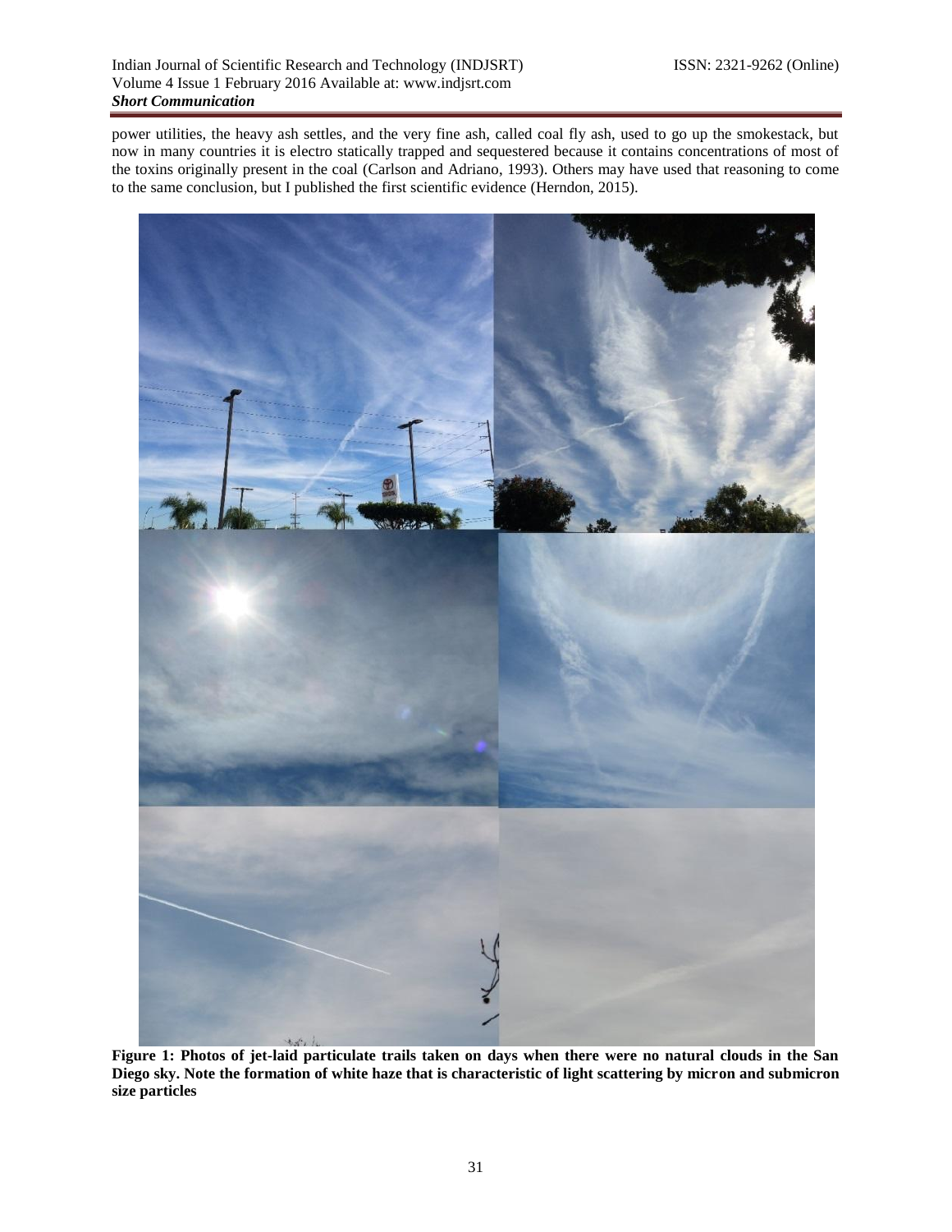power utilities, the heavy ash settles, and the very fine ash, called coal fly ash, used to go up the smokestack, but now in many countries it is electro statically trapped and sequestered because it contains concentrations of most of the toxins originally present in the coal (Carlson and Adriano, 1993). Others may have used that reasoning to come to the same conclusion, but I published the first scientific evidence (Herndon, 2015).

**Figure 1: Photos of jet-laid particulate trails taken on days when there were no natural clouds in the San Diego sky. Note the formation of white haze that is characteristic of light scattering by micron and submicron size particles**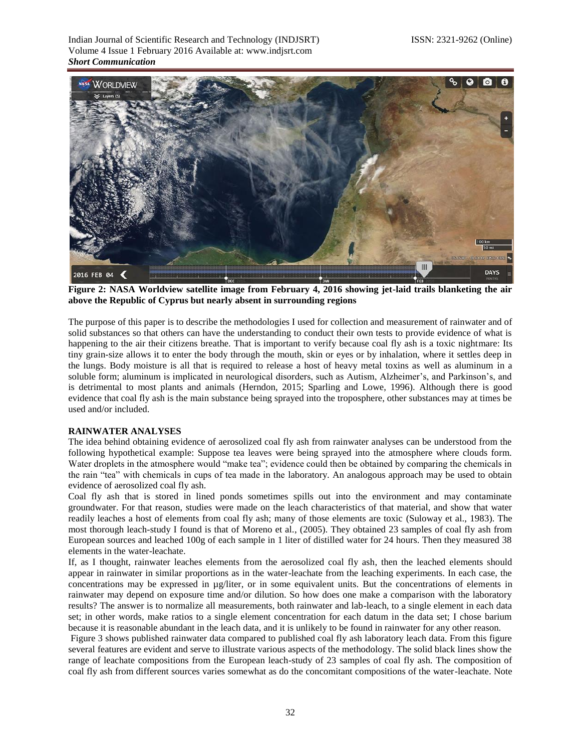**Figure 2: NASA Worldview satellite image from February 4, 2016 showing jet-laid trails blanketing the air above the Republic of Cyprus but nearly absent in surrounding regions**

The purpose of this paper is to describe the methodologies I used for collection and measurement of rainwater and of solid substances so that others can have the understanding to conduct their own tests to provide evidence of what is happening to the air their citizens breathe. That is important to verify because coal fly ash is a toxic nightmare: Its tiny grain-size allows it to enter the body through the mouth, skin or eyes or by inhalation, where it settles deep in the lungs. Body moisture is all that is required to release a host of heavy metal toxins as well as aluminum in a soluble form; aluminum is implicated in neurological disorders, such as Autism, Alzheimer's, and Parkinson's, and is detrimental to most plants and animals (Herndon, 2015; Sparling and Lowe, 1996). Although there is good evidence that coal fly ash is the main substance being sprayed into the troposphere, other substances may at times be used and/or included.

## RAINWATER ANALYSES

The idea behind obtaining evidence of aerosolized coal fly ash from rainwater analyses can be understood from the following hypothetical example: Suppose tea leaves were being sprayed into the atmosphere where clouds form. Water droplets in the atmosphere would "make tea"; evidence could then be obtained by comparing the chemicals in the rain "tea" with chemicals in cups of tea made in the laboratory. An analogous approach may be used to obtain evidence of aerosolized coal fly ash.

Coal fly ash that is stored in lined ponds sometimes spills out into the environment and may contaminate groundwater. For that reason, studies were made on the leach characteristics of that material, and show that water readily leaches a host of elements from coal fly ash; many of those elements are toxic (Suloway et al., 1983). The most thorough leach-study I found is that of Moreno et al., (2005). They obtained 23 samples of coal fly ash from European sources and leached 100g of each sample in 1 liter of distilled water for 24 hours. Then they measured 38 elements in the water-leachate.

If, as I thought, rainwater leaches elements from the aerosolized coal fly ash, then the leached elements should appear in rainwater in similar proportions as in the water-leachate from the leaching experiments. In each case, the concentrations may be expressed in µg/liter, or in some equivalent units. But the concentrations of elements in rainwater may depend on exposure time and/or dilution. So how does one make a comparison with the laboratory results? The answer is to normalize all measurements, both rainwater and lab-leach, to a single element in each data set; in other words, make ratios to a single element concentration for each datum in the data set; I chose barium because it is reasonable abundant in the leach data, and it is unlikely to be found in rainwater for any other reason.

Figure 3 shows published rainwater data compared to published coal fly ash laboratory leach data. From this figure several features are evident and serve to illustrate various aspects of the methodology. The solid black lines show the range of leachate compositions from the European leach-study of 23 samples of coal fly ash. The composition of coal fly ash from different sources varies somewhat as do the concomitant compositions of the water-leachate. Note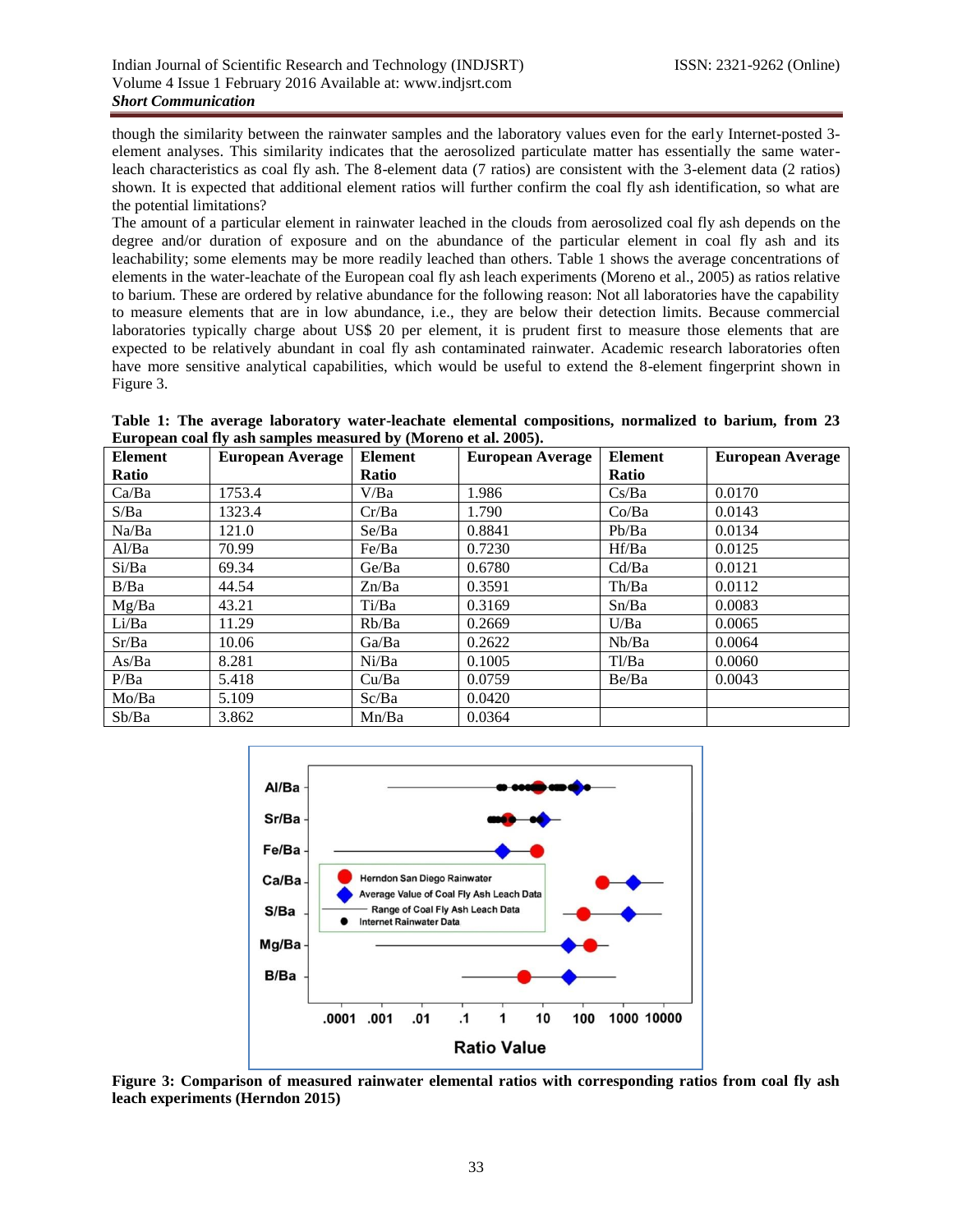though the similarity between the rainwater samples and the laboratory values even for the early Internet-posted 3-element analyses. This similarity indicates that the aerosolized particulate matter has essentially the same water-leach characteristics as coal fly ash. The 8-element data (7 ratios) are consistent with the 3-element data (2 ratios) shown. It is expected that additional element ratios will further confirm the coal fly ash identification, so what are the potential limitations?

The amount of a particular element in rainwater leached in the clouds from aerosolized coal fly ash depends on the degree and/or duration of exposure and on the abundance of the particular element in coal fly ash and its leachability; some elements may be more readily leached than others. Table 1 shows the average concentrations of elements in the water-leachate of the European coal fly ash leach experiments (Moreno et al., 2005) as ratios relative to barium. These are ordered by relative abundance for the following reason: Not all laboratories have the capability to measure elements that are in low abundance, i.e., they are below their detection limits. Because commercial laboratories typically charge about US$ 20 per element, it is prudent first to measure those elements that are expected to be relatively abundant in coal fly ash contaminated rainwater. Academic research laboratories often have more sensitive analytical capabilities, which would be useful to extend the 8-element fingerprint shown in Figure 3.

**Table 1: The average laboratory water-leachate elemental compositions, normalized to barium, from 23 European coal fly ash samples measured by (Moreno et al. 2005).**

| Element Ratio | European Average | Element Ratio | European Average | Element Ratio | European Average |
|---|---|---|---|---|---|
| Ca/Ba | 1753.4 | V/Ba | 1.986 | Cs/Ba | 0.0170 |
| S/Ba | 1323.4 | Cr/Ba | 1.790 | Co/Ba | 0.0143 |
| Na/Ba | 121.0 | Se/Ba | 0.8841 | Pb/Ba | 0.0134 |
| Al/Ba | 70.99 | Fe/Ba | 0.7230 | Hf/Ba | 0.0125 |
| Si/Ba | 69.34 | Ge/Ba | 0.6780 | Cd/Ba | 0.0121 |
| B/Ba | 44.54 | Zn/Ba | 0.3591 | Th/Ba | 0.0112 |
| Mg/Ba | 43.21 | Ti/Ba | 0.3169 | Sn/Ba | 0.0083 |
| Li/Ba | 11.29 | Rb/Ba | 0.2669 | U/Ba | 0.0065 |
| Sr/Ba | 10.06 | Ga/Ba | 0.2622 | Nb/Ba | 0.0064 |
| As/Ba | 8.281 | Ni/Ba | 0.1005 | Tl/Ba | 0.0060 |
| P/Ba | 5.418 | Cu/Ba | 0.0759 | Be/Ba | 0.0043 |
| Mo/Ba | 5.109 | Sc/Ba | 0.0420 | | |
| Sb/Ba | 3.862 | Mn/Ba | 0.0364 | | |

**Figure 3: Comparison of measured rainwater elemental ratios with corresponding ratios from coal fly ash leach experiments (Herndon 2015)**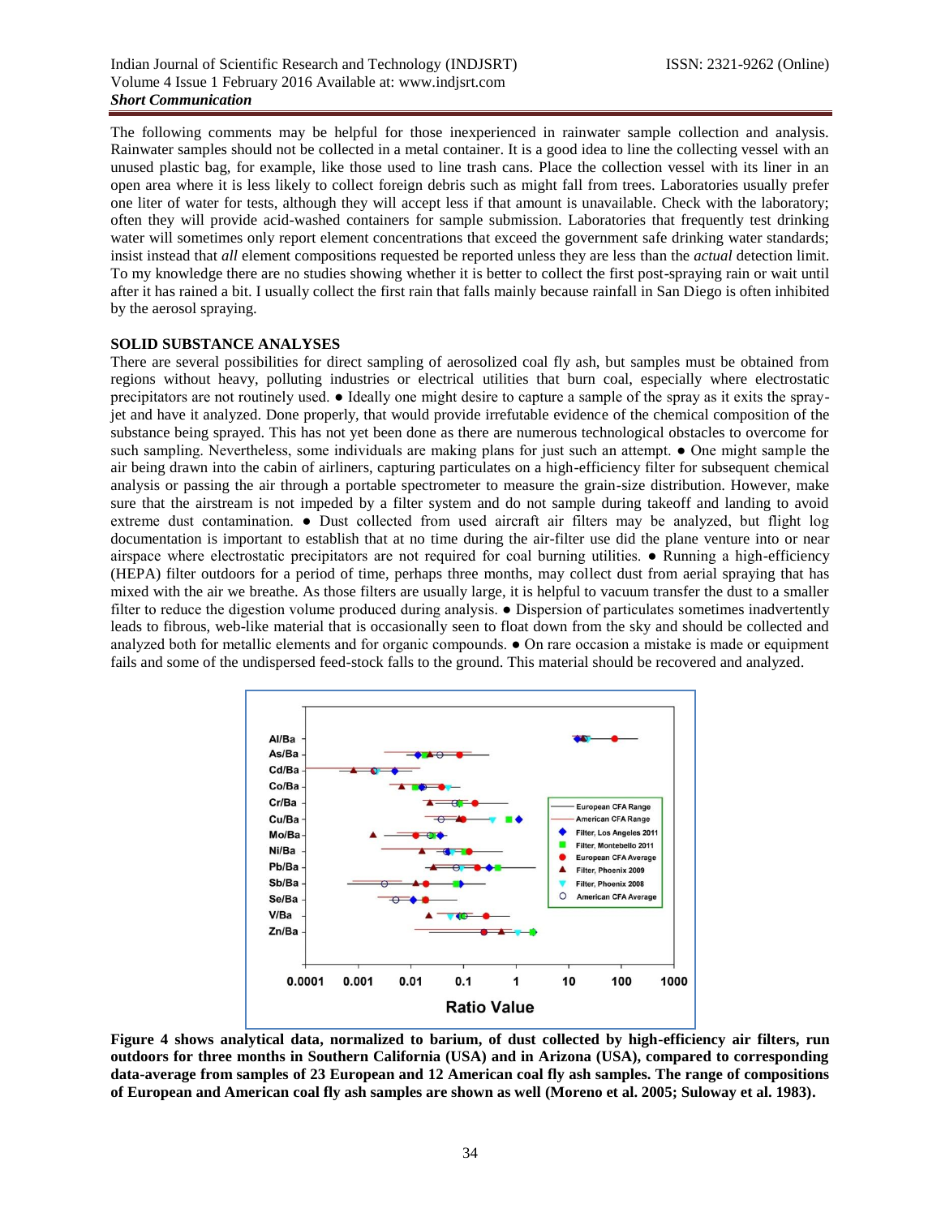The following comments may be helpful for those inexperienced in rainwater sample collection and analysis. Rainwater samples should not be collected in a metal container. It is a good idea to line the collecting vessel with an unused plastic bag, for example, like those used to line trash cans. Place the collection vessel with its liner in an open area where it is less likely to collect foreign debris such as might fall from trees. Laboratories usually prefer one liter of water for tests, although they will accept less if that amount is unavailable. Check with the laboratory; often they will provide acid-washed containers for sample submission. Laboratories that frequently test drinking water will sometimes only report element concentrations that exceed the government safe drinking water standards; insist instead that *all* element compositions requested be reported unless they are less than the *actual* detection limit. To my knowledge there are no studies showing whether it is better to collect the first post-spraying rain or wait until after it has rained a bit. I usually collect the first rain that falls mainly because rainfall in San Diego is often inhibited by the aerosol spraying.

**SOLID SUBSTANCE ANALYSES**

There are several possibilities for direct sampling of aerosolized coal fly ash, but samples must be obtained from regions without heavy, polluting industries or electrical utilities that burn coal, especially where electrostatic precipitators are not routinely used. ● Ideally one might desire to capture a sample of the spray as it exits the spray-jet and have it analyzed. Done properly, that would provide irrefutable evidence of the chemical composition of the substance being sprayed. This has not yet been done as there are numerous technological obstacles to overcome for such sampling. Nevertheless, some individuals are making plans for just such an attempt. ● One might sample the air being drawn into the cabin of airliners, capturing particulates on a high-efficiency filter for subsequent chemical analysis or passing the air through a portable spectrometer to measure the grain-size distribution. However, make sure that the airstream is not impeded by a filter system and do not sample during takeoff and landing to avoid extreme dust contamination. ● Dust collected from used aircraft air filters may be analyzed, but flight log documentation is important to establish that at no time during the air-filter use did the plane venture into or near airspace where electrostatic precipitators are not required for coal burning utilities. ● Running a high-efficiency (HEPA) filter outdoors for a period of time, perhaps three months, may collect dust from aerial spraying that has mixed with the air we breathe. As those filters are usually large, it is helpful to vacuum transfer the dust to a smaller filter to reduce the digestion volume produced during analysis. ● Dispersion of particulates sometimes inadvertently leads to fibrous, web-like material that is occasionally seen to float down from the sky and should be collected and analyzed both for metallic elements and for organic compounds. ● On rare occasion a mistake is made or equipment fails and some of the undispersed feed-stock falls to the ground. This material should be recovered and analyzed.

**Figure 4 shows analytical data, normalized to barium, of dust collected by high-efficiency air filters, run outdoors for three months in Southern California (USA) and in Arizona (USA), compared to corresponding data-average from samples of 23 European and 12 American coal fly ash samples. The range of compositions of European and American coal fly ash samples are shown as well (Moreno et al. 2005; Suloway et al. 1983).**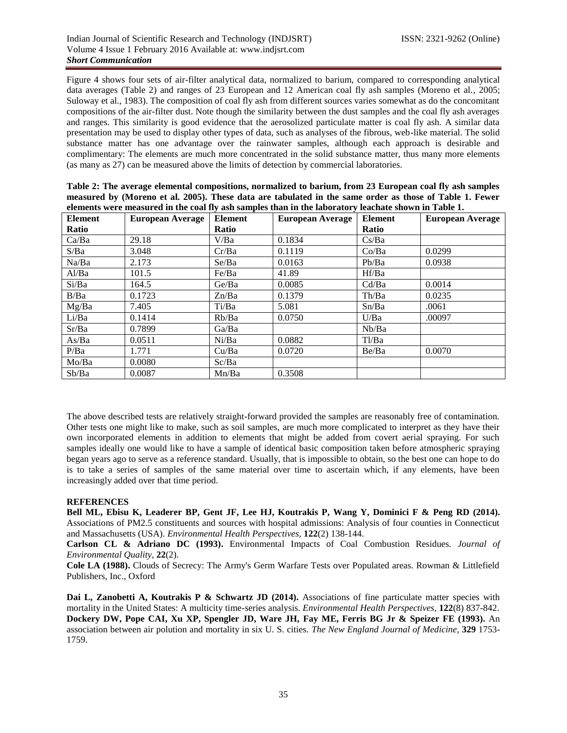Figure 4 shows four sets of air-filter analytical data, normalized to barium, compared to corresponding analytical data averages (Table 2) and ranges of 23 European and 12 American coal fly ash samples (Moreno et al., 2005; Suloway et al., 1983). The composition of coal fly ash from different sources varies somewhat as do the concomitant compositions of the air-filter dust. Note though the similarity between the dust samples and the coal fly ash averages and ranges. This similarity is good evidence that the aerosolized particulate matter is coal fly ash. A similar data presentation may be used to display other types of data, such as analyses of the fibrous, web-like material. The solid substance matter has one advantage over the rainwater samples, although each approach is desirable and complimentary: The elements are much more concentrated in the solid substance matter, thus many more elements (as many as 27) can be measured above the limits of detection by commercial laboratories.

**Table 2: The average elemental compositions, normalized to barium, from 23 European coal fly ash samples measured by (Moreno et al. 2005). These data are tabulated in the same order as those of Table 1. Fewer elements were measured in the coal fly ash samples than in the laboratory leachate shown in Table 1.**

| Element Ratio | European Average | Element Ratio | European Average | Element Ratio | European Average |
|---|---|---|---|---|---|
| Ca/Ba | 29.18 | V/Ba | 0.1834 | Cs/Ba | |
| S/Ba | 3.048 | Cr/Ba | 0.1119 | Co/Ba | 0.0299 |
| Na/Ba | 2.173 | Se/Ba | 0.0163 | Pb/Ba | 0.0938 |
| Al/Ba | 101.5 | Fe/Ba | 41.89 | Hf/Ba | |
| Si/Ba | 164.5 | Ge/Ba | 0.0085 | Cd/Ba | 0.0014 |
| B/Ba | 0.1723 | Zn/Ba | 0.1379 | Th/Ba | 0.0235 |
| Mg/Ba | 7.405 | Ti/Ba | 5.081 | Sn/Ba | .0061 |
| Li/Ba | 0.1414 | Rb/Ba | 0.0750 | U/Ba | .00097 |
| Sr/Ba | 0.7899 | Ga/Ba | | Nb/Ba | |
| As/Ba | 0.0511 | Ni/Ba | 0.0882 | Tl/Ba | |
| P/Ba | 1.771 | Cu/Ba | 0.0720 | Be/Ba | 0.0070 |
| Mo/Ba | 0.0080 | Sc/Ba | | | |
| Sb/Ba | 0.0087 | Mn/Ba | 0.3508 | | |

The above described tests are relatively straight-forward provided the samples are reasonably free of contamination. Other tests one might like to make, such as soil samples, are much more complicated to interpret as they have their own incorporated elements in addition to elements that might be added from covert aerial spraying. For such samples ideally one would like to have a sample of identical basic composition taken before atmospheric spraying began years ago to serve as a reference standard. Usually, that is impossible to obtain, so the best one can hope to do is to take a series of samples of the same material over time to ascertain which, if any elements, have been increasingly added over that time period.

**REFERENCES**

**Bell ML, Ebisu K, Leaderer BP, Gent JF, Lee HJ, Koutrakis P, Wang Y, Dominici F & Peng RD (2014).** Associations of PM2.5 constituents and sources with hospital admissions: Analysis of four counties in Connecticut and Massachusetts (USA). *Environmental Health Perspectives,* **122**(2) 138-144.

**Carlson CL & Adriano DC (1993).** Environmental Impacts of Coal Combustion Residues. *Journal of Environmental Quality,* **22**(2).

**Cole LA (1988).** Clouds of Secrecy: The Army's Germ Warfare Tests over Populated areas. Rowman & Littlefield Publishers, Inc., Oxford

**Dai L, Zanobetti A, Koutrakis P & Schwartz JD (2014).** Associations of fine particulate matter species with mortality in the United States: A multicity time-series analysis. *Environmental Health Perspectives,* **122**(8) 837-842.

**Dockery DW, Pope CAI, Xu XP, Spengler JD, Ware JH, Fay ME, Ferris BG Jr & Speizer FE (1993).** An association between air polution and mortality in six U. S. cities. *The New England Journal of Medicine,* **329** 1753-1759.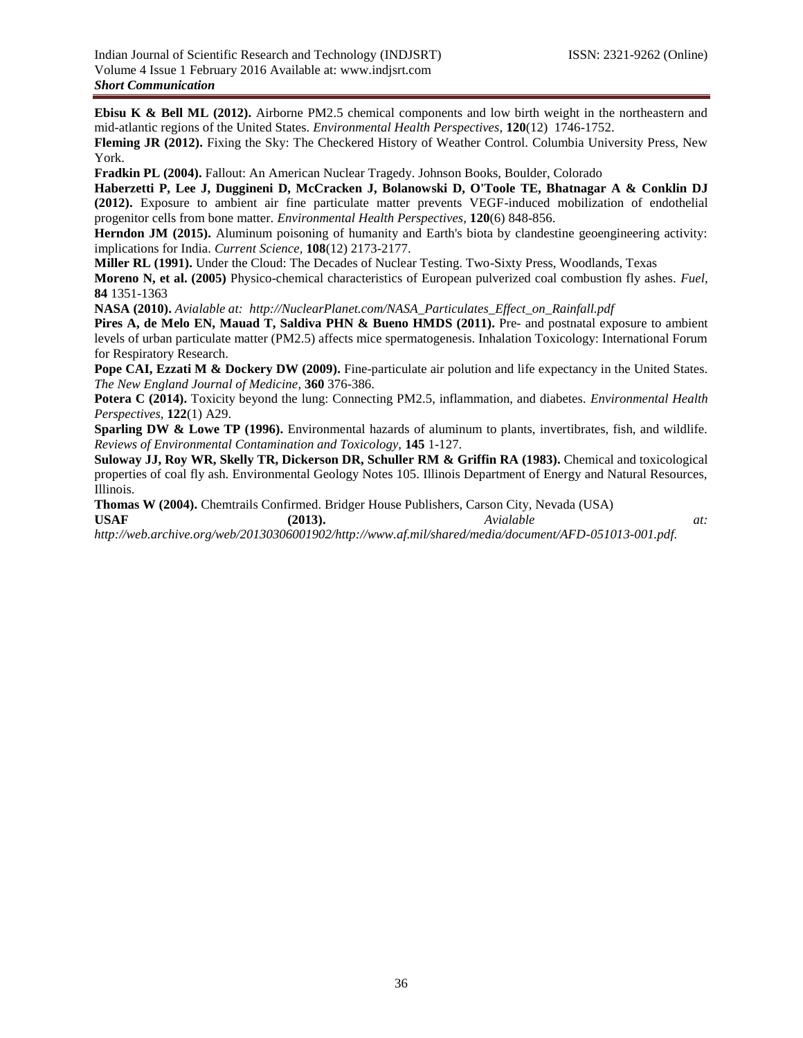**Ebisu K & Bell ML (2012).** Airborne PM2.5 chemical components and low birth weight in the northeastern and mid-atlantic regions of the United States. *Environmental Health Perspectives,* **120**(12) 1746-1752.

**Fleming JR (2012).** Fixing the Sky: The Checkered History of Weather Control. Columbia University Press, New York.

**Fradkin PL (2004).** Fallout: An American Nuclear Tragedy. Johnson Books, Boulder, Colorado

**Haberzetti P, Lee J, Duggineni D, McCracken J, Bolanowski D, O'Toole TE, Bhatnagar A & Conklin DJ (2012).** Exposure to ambient air fine particulate matter prevents VEGF-induced mobilization of endothelial progenitor cells from bone matter. *Environmental Health Perspectives,* **120**(6) 848-856.

**Herndon JM (2015).** Aluminum poisoning of humanity and Earth's biota by clandestine geoengineering activity: implications for India. *Current Science,* **108**(12) 2173-2177.

**Miller RL (1991).** Under the Cloud: The Decades of Nuclear Testing. Two-Sixty Press, Woodlands, Texas

**Moreno N, et al. (2005)** Physico-chemical characteristics of European pulverized coal combustion fly ashes. *Fuel,* **84** 1351-1363

**NASA (2010).** *Avialable at: http://NuclearPlanet.com/NASA_Particulates_Effect_on_Rainfall.pdf*

**Pires A, de Melo EN, Mauad T, Saldiva PHN & Bueno HMDS (2011).** Pre- and postnatal exposure to ambient levels of urban particulate matter (PM2.5) affects mice spermatogenesis. Inhalation Toxicology: International Forum for Respiratory Research.

**Pope CAI, Ezzati M & Dockery DW (2009).** Fine-particulate air polution and life expectancy in the United States. *The New England Journal of Medicine,* **360** 376-386.

**Potera C (2014).** Toxicity beyond the lung: Connecting PM2.5, inflammation, and diabetes. *Environmental Health Perspectives,* **122**(1) A29.

**Sparling DW & Lowe TP (1996).** Environmental hazards of aluminum to plants, invertibrates, fish, and wildlife. *Reviews of Environmental Contamination and Toxicology,* **145** 1-127.

**Suloway JJ, Roy WR, Skelly TR, Dickerson DR, Schuller RM & Griffin RA (1983).** Chemical and toxicological properties of coal fly ash. Environmental Geology Notes 105. Illinois Department of Energy and Natural Resources, Illinois.

**Thomas W (2004).** Chemtrails Confirmed. Bridger House Publishers, Carson City, Nevada (USA)

**USAF (2013).** *Avialable at: http://web.archive.org/web/20130306001902/http://www.af.mil/shared/media/document/AFD-051013-001.pdf.*